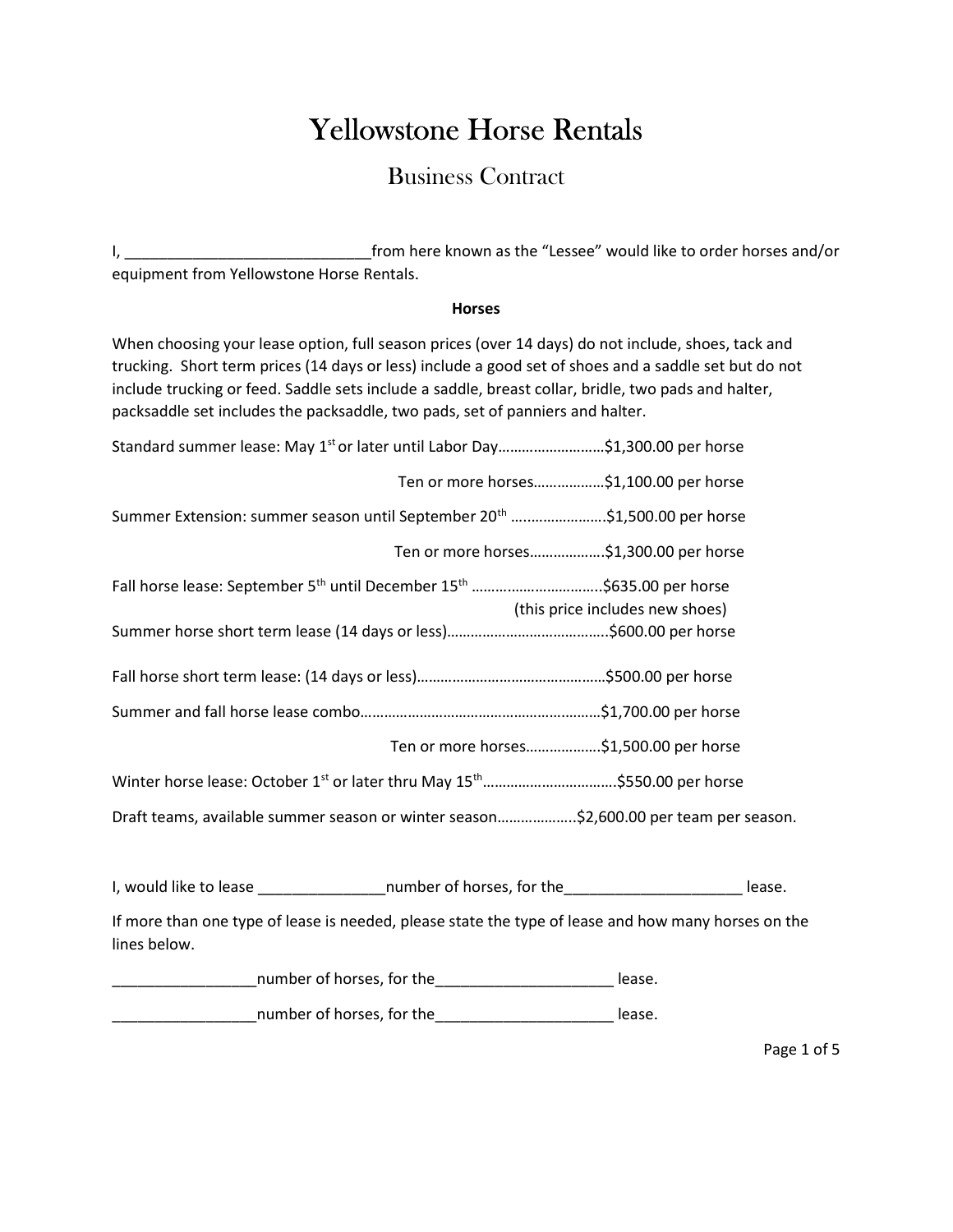# Yellowstone Horse Rentals

## Business Contract

I, ____________________________from here known as the "Lessee" would like to order horses and/or equipment from Yellowstone Horse Rentals.

**Horses**

When choosing your lease option, full season prices (over 14 days) do not include, shoes, tack and trucking. Short term prices (14 days or less) include a good set of shoes and a saddle set but do not include trucking or feed. Saddle sets include a saddle, breast collar, bridle, two pads and halter, packsaddle set includes the packsaddle, two pads, set of panniers and halter.

Standard summer lease: May 1st or later until Labor Day……………………..$1,300.00 per horse

Ten or more horses……………..$1,100.00 per horse

Summer Extension: summer season until September 20th ……………………$1,500.00 per horse

Ten or more horses………………$1,300.00 per horse

Fall horse lease: September 5th until December 15th …………………………..$635.00 per horse
(this price includes new shoes)

Summer horse short term lease (14 days or less)…………………………………..$600.00 per horse

Fall horse short term lease: (14 days or less)………………………………………$500.00 per horse

Summer and fall horse lease combo………………………………………………..$1,700.00 per horse

Ten or more horses………………$1,500.00 per horse

Winter horse lease: October 1st or later thru May 15th……………………………$550.00 per horse

Draft teams, available summer season or winter season………………..$2,600.00 per team per season.

I, would like to lease _______________number of horses, for the_____________________ lease.

If more than one type of lease is needed, please state the type of lease and how many horses on the lines below.

_________________number of horses, for the_____________________ lease.

_________________number of horses, for the_____________________ lease.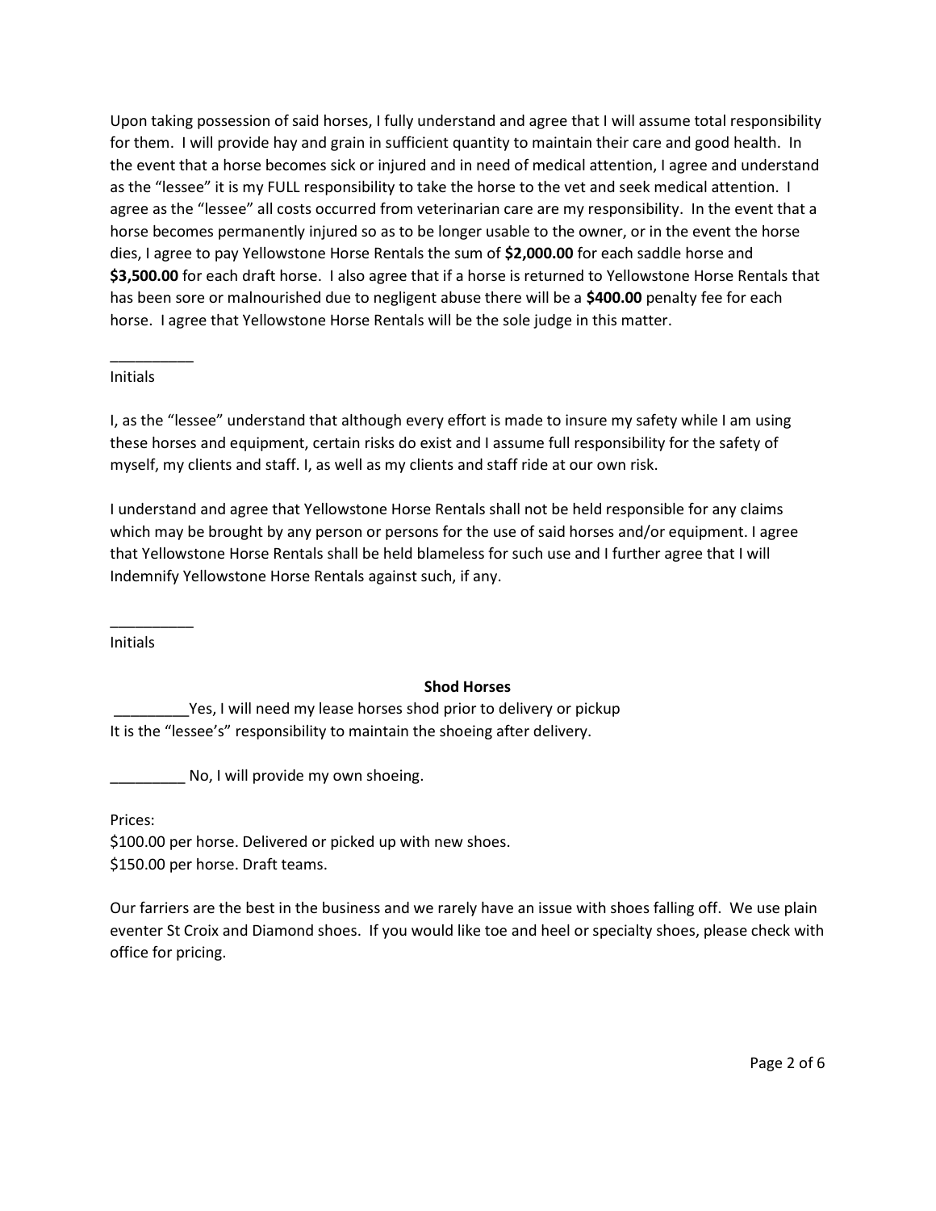Upon taking possession of said horses, I fully understand and agree that I will assume total responsibility for them. I will provide hay and grain in sufficient quantity to maintain their care and good health. In the event that a horse becomes sick or injured and in need of medical attention, I agree and understand as the "lessee" it is my FULL responsibility to take the horse to the vet and seek medical attention. I agree as the "lessee" all costs occurred from veterinarian care are my responsibility. In the event that a horse becomes permanently injured so as to be longer usable to the owner, or in the event the horse dies, I agree to pay Yellowstone Horse Rentals the sum of **$2,000.00** for each saddle horse and **$3,500.00** for each draft horse. I also agree that if a horse is returned to Yellowstone Horse Rentals that has been sore or malnourished due to negligent abuse there will be a **$400.00** penalty fee for each horse. I agree that Yellowstone Horse Rentals will be the sole judge in this matter.

__________
Initials

I, as the "lessee" understand that although every effort is made to insure my safety while I am using these horses and equipment, certain risks do exist and I assume full responsibility for the safety of myself, my clients and staff. I, as well as my clients and staff ride at our own risk.

I understand and agree that Yellowstone Horse Rentals shall not be held responsible for any claims which may be brought by any person or persons for the use of said horses and/or equipment. I agree that Yellowstone Horse Rentals shall be held blameless for such use and I further agree that I will Indemnify Yellowstone Horse Rentals against such, if any.

__________
Initials

**Shod Horses**

_________Yes, I will need my lease horses shod prior to delivery or pickup
It is the "lessee's" responsibility to maintain the shoeing after delivery.

_________ No, I will provide my own shoeing.

Prices:
$100.00 per horse. Delivered or picked up with new shoes.
$150.00 per horse. Draft teams.

Our farriers are the best in the business and we rarely have an issue with shoes falling off. We use plain eventer St Croix and Diamond shoes. If you would like toe and heel or specialty shoes, please check with office for pricing.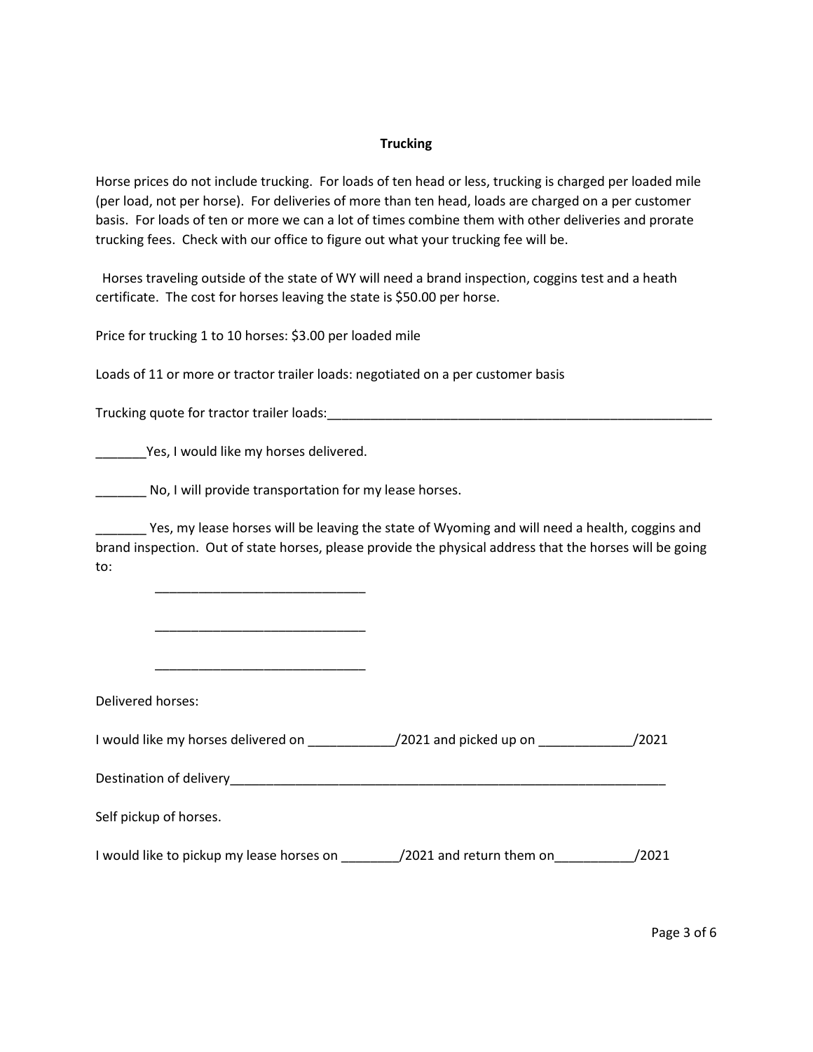**Trucking**

Horse prices do not include trucking. For loads of ten head or less, trucking is charged per loaded mile (per load, not per horse). For deliveries of more than ten head, loads are charged on a per customer basis. For loads of ten or more we can a lot of times combine them with other deliveries and prorate trucking fees. Check with our office to figure out what your trucking fee will be.

Horses traveling outside of the state of WY will need a brand inspection, coggins test and a heath certificate. The cost for horses leaving the state is $50.00 per horse.

Price for trucking 1 to 10 horses: $3.00 per loaded mile

Loads of 11 or more or tractor trailer loads: negotiated on a per customer basis

Trucking quote for tractor trailer loads:_______________________________________________________

_______Yes, I would like my horses delivered.

_______ No, I will provide transportation for my lease horses.

_______ Yes, my lease horses will be leaving the state of Wyoming and will need a health, coggins and brand inspection. Out of state horses, please provide the physical address that the horses will be going to:

______________________________

______________________________

______________________________

Delivered horses:

I would like my horses delivered on ____________/2021 and picked up on _____________/2021

Destination of delivery_______________________________________________________________

Self pickup of horses.

I would like to pickup my lease horses on ________/2021 and return them on___________/2021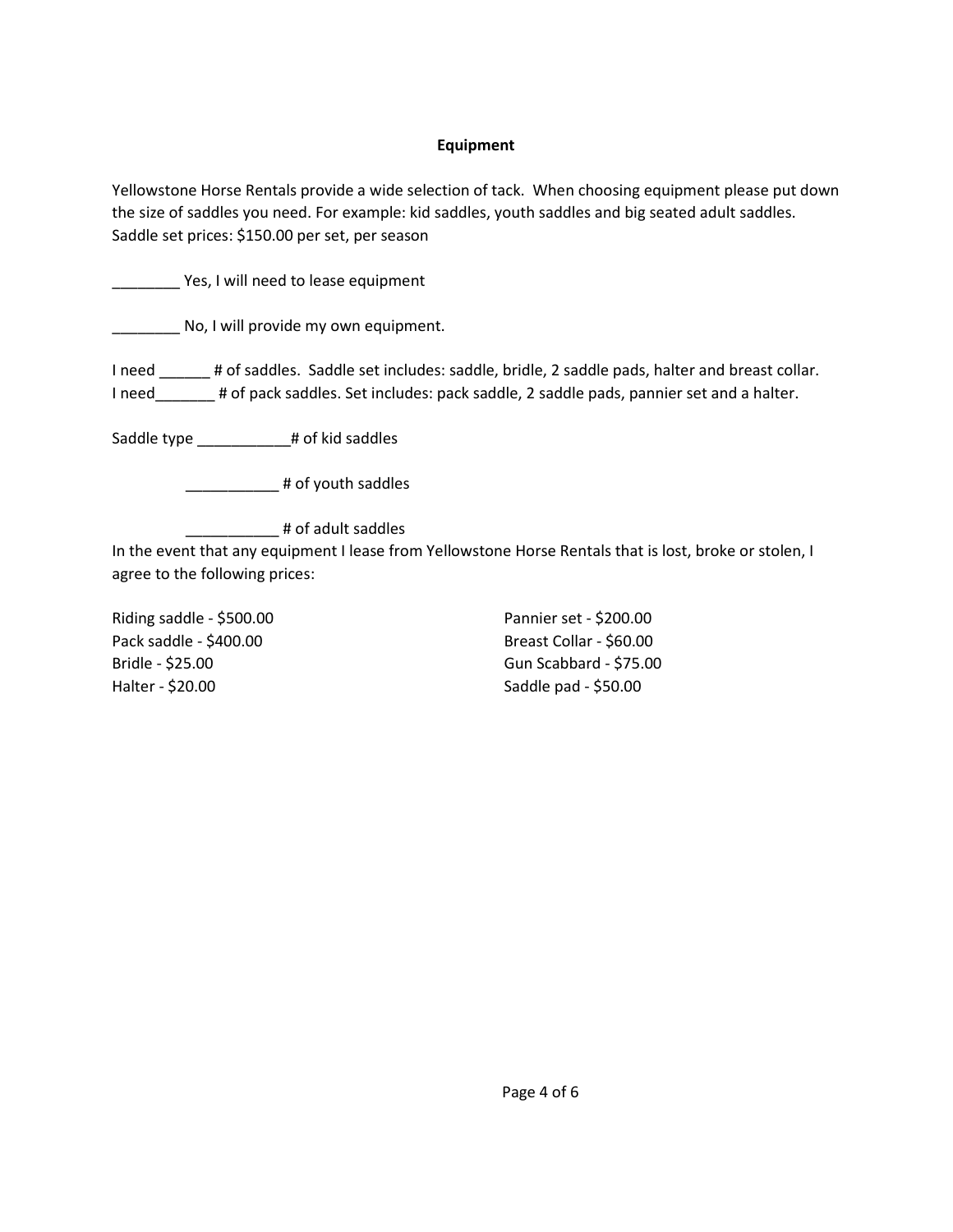## Equipment

Yellowstone Horse Rentals provide a wide selection of tack. When choosing equipment please put down the size of saddles you need. For example: kid saddles, youth saddles and big seated adult saddles. Saddle set prices: $150.00 per set, per season

________ Yes, I will need to lease equipment

________ No, I will provide my own equipment.

I need ______ # of saddles. Saddle set includes: saddle, bridle, 2 saddle pads, halter and breast collar.
I need_______ # of pack saddles. Set includes: pack saddle, 2 saddle pads, pannier set and a halter.

Saddle type ___________# of kid saddles

___________ # of youth saddles

___________ # of adult saddles

In the event that any equipment I lease from Yellowstone Horse Rentals that is lost, broke or stolen, I agree to the following prices:

Riding saddle - $500.00
Pack saddle - $400.00
Bridle - $25.00
Halter - $20.00
Pannier set - $200.00
Breast Collar - $60.00
Gun Scabbard - $75.00
Saddle pad - $50.00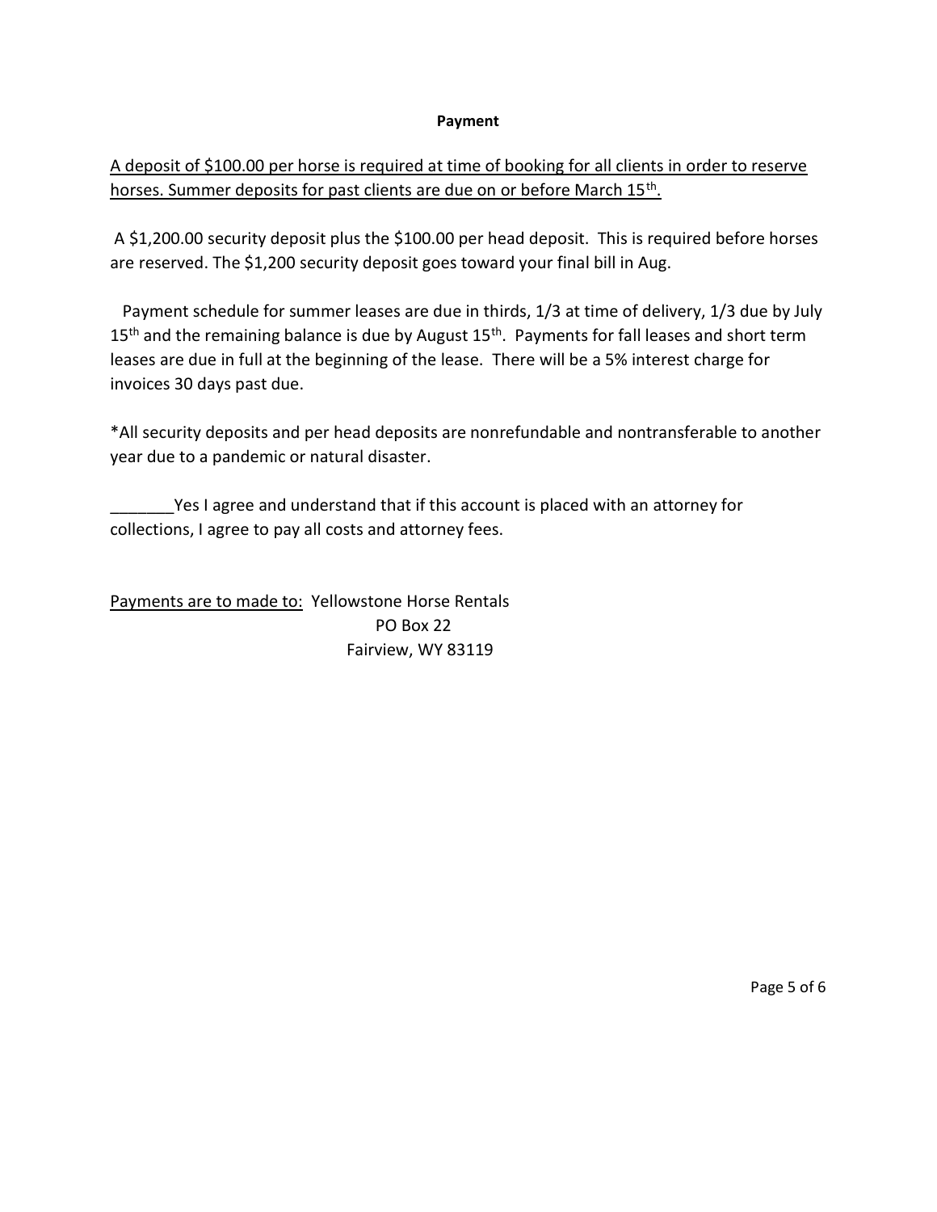**Payment**

A deposit of \$100.00 per horse is required at time of booking for all clients in order to reserve horses. Summer deposits for past clients are due on or before March 15th.

A \$1,200.00 security deposit plus the \$100.00 per head deposit. This is required before horses are reserved. The \$1,200 security deposit goes toward your final bill in Aug.

Payment schedule for summer leases are due in thirds, 1/3 at time of delivery, 1/3 due by July 15th and the remaining balance is due by August 15th. Payments for fall leases and short term leases are due in full at the beginning of the lease. There will be a 5% interest charge for invoices 30 days past due.

*All security deposits and per head deposits are nonrefundable and nontransferable to another year due to a pandemic or natural disaster.

_______Yes I agree and understand that if this account is placed with an attorney for collections, I agree to pay all costs and attorney fees.

Payments are to made to: Yellowstone Horse Rentals
PO Box 22
Fairview, WY 83119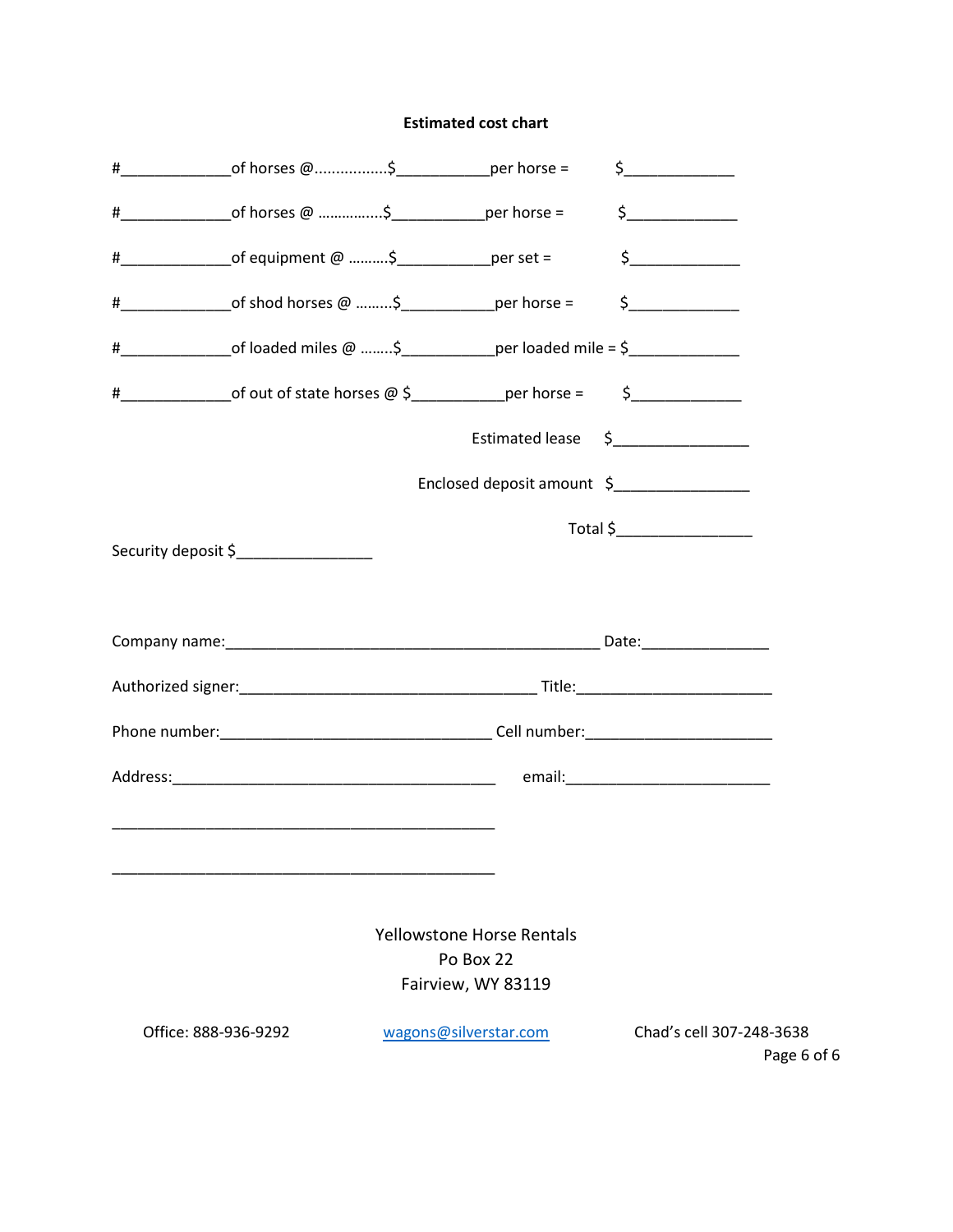**Estimated cost chart**

#_____________of horses @................$___________per horse = $_____________

#_____________of horses @ ...............$___________per horse = $_____________

#_____________of equipment @ .........$___________per set = $_____________

#_____________of shod horses @ ........$___________per horse = $_____________

#_____________of loaded miles @ .......$___________per loaded mile = $_____________

#_____________of out of state horses @ $___________per horse = $_____________

Estimated lease $________________

Enclosed deposit amount $________________

Total $________________

Security deposit $________________

Company name:_____________________________________________ Date:_______________

Authorized signer:___________________________________ Title:_______________________

Phone number:________________________________ Cell number:______________________

Address:_______________________________________ email:________________________

______________________________________________

______________________________________________

Yellowstone Horse Rentals
Po Box 22
Fairview, WY 83119

Office: 888-936-9292 wagons@silverstar.com Chad's cell 307-248-3638